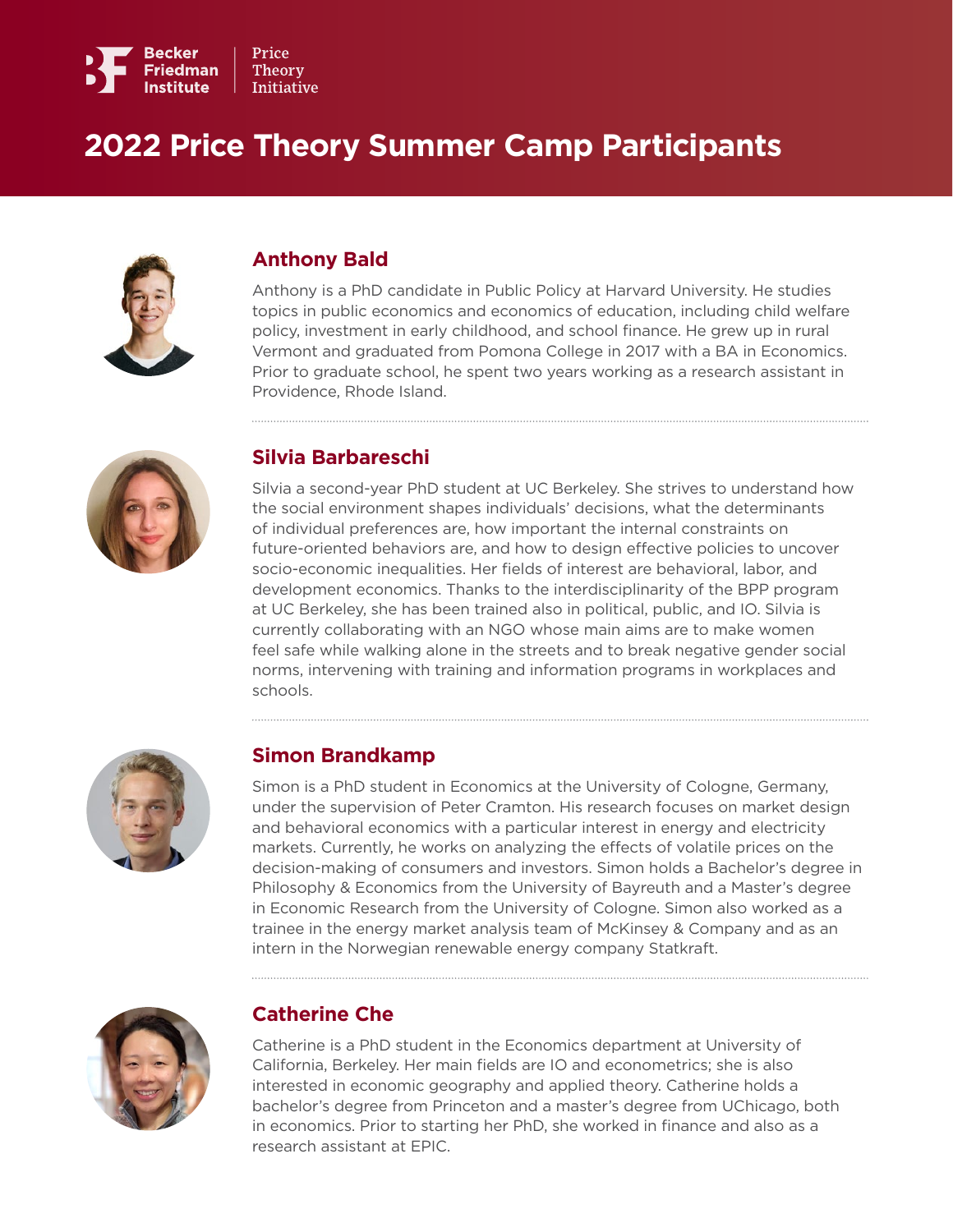Becker Friedman Institute | Price Theory Initiative

# 2022 Price Theory Summer Camp Participants

## Anthony Bald

Anthony is a PhD candidate in Public Policy at Harvard University. He studies topics in public economics and economics of education, including child welfare policy, investment in early childhood, and school finance. He grew up in rural Vermont and graduated from Pomona College in 2017 with a BA in Economics. Prior to graduate school, he spent two years working as a research assistant in Providence, Rhode Island.

## Silvia Barbareschi

Silvia a second-year PhD student at UC Berkeley. She strives to understand how the social environment shapes individuals' decisions, what the determinants of individual preferences are, how important the internal constraints on future-oriented behaviors are, and how to design effective policies to uncover socio-economic inequalities. Her fields of interest are behavioral, labor, and development economics. Thanks to the interdisciplinarity of the BPP program at UC Berkeley, she has been trained also in political, public, and IO. Silvia is currently collaborating with an NGO whose main aims are to make women feel safe while walking alone in the streets and to break negative gender social norms, intervening with training and information programs in workplaces and schools.

## Simon Brandkamp

Simon is a PhD student in Economics at the University of Cologne, Germany, under the supervision of Peter Cramton. His research focuses on market design and behavioral economics with a particular interest in energy and electricity markets. Currently, he works on analyzing the effects of volatile prices on the decision-making of consumers and investors. Simon holds a Bachelor's degree in Philosophy & Economics from the University of Bayreuth and a Master's degree in Economic Research from the University of Cologne. Simon also worked as a trainee in the energy market analysis team of McKinsey & Company and as an intern in the Norwegian renewable energy company Statkraft.

## Catherine Che

Catherine is a PhD student in the Economics department at University of California, Berkeley. Her main fields are IO and econometrics; she is also interested in economic geography and applied theory. Catherine holds a bachelor's degree from Princeton and a master's degree from UChicago, both in economics. Prior to starting her PhD, she worked in finance and also as a research assistant at EPIC.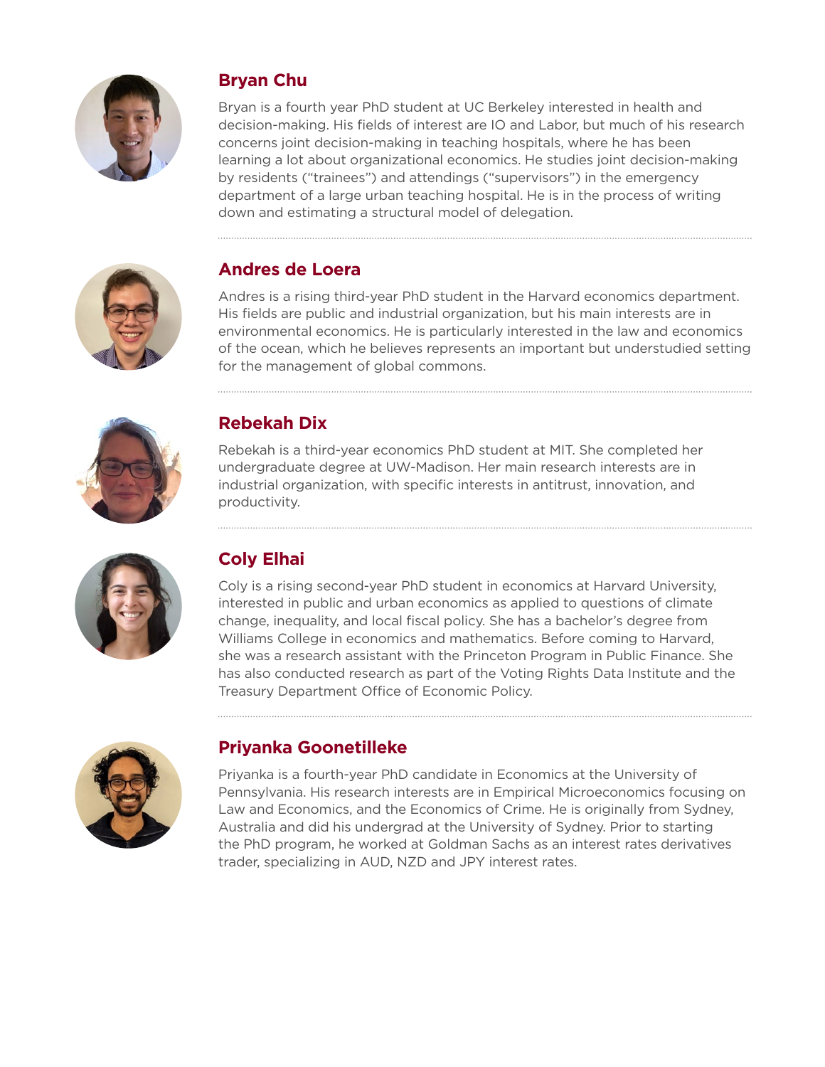## Bryan Chu

Bryan is a fourth year PhD student at UC Berkeley interested in health and decision-making. His fields of interest are IO and Labor, but much of his research concerns joint decision-making in teaching hospitals, where he has been learning a lot about organizational economics. He studies joint decision-making by residents ("trainees") and attendings ("supervisors") in the emergency department of a large urban teaching hospital. He is in the process of writing down and estimating a structural model of delegation.

## Andres de Loera

Andres is a rising third-year PhD student in the Harvard economics department. His fields are public and industrial organization, but his main interests are in environmental economics. He is particularly interested in the law and economics of the ocean, which he believes represents an important but understudied setting for the management of global commons.

## Rebekah Dix

Rebekah is a third-year economics PhD student at MIT. She completed her undergraduate degree at UW-Madison. Her main research interests are in industrial organization, with specific interests in antitrust, innovation, and productivity.

## Coly Elhai

Coly is a rising second-year PhD student in economics at Harvard University, interested in public and urban economics as applied to questions of climate change, inequality, and local fiscal policy. She has a bachelor's degree from Williams College in economics and mathematics. Before coming to Harvard, she was a research assistant with the Princeton Program in Public Finance. She has also conducted research as part of the Voting Rights Data Institute and the Treasury Department Office of Economic Policy.

## Priyanka Goonetilleke

Priyanka is a fourth-year PhD candidate in Economics at the University of Pennsylvania. His research interests are in Empirical Microeconomics focusing on Law and Economics, and the Economics of Crime. He is originally from Sydney, Australia and did his undergrad at the University of Sydney. Prior to starting the PhD program, he worked at Goldman Sachs as an interest rates derivatives trader, specializing in AUD, NZD and JPY interest rates.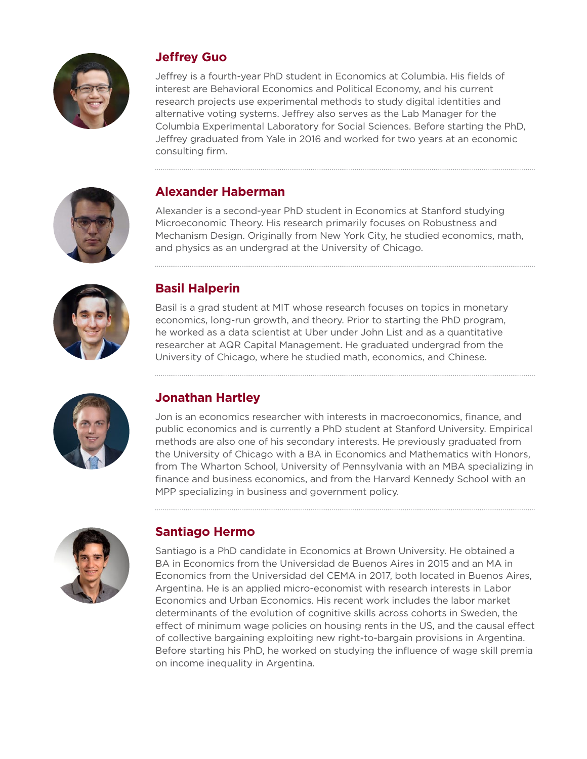## Jeffrey Guo

Jeffrey is a fourth-year PhD student in Economics at Columbia. His fields of interest are Behavioral Economics and Political Economy, and his current research projects use experimental methods to study digital identities and alternative voting systems. Jeffrey also serves as the Lab Manager for the Columbia Experimental Laboratory for Social Sciences. Before starting the PhD, Jeffrey graduated from Yale in 2016 and worked for two years at an economic consulting firm.

## Alexander Haberman

Alexander is a second-year PhD student in Economics at Stanford studying Microeconomic Theory. His research primarily focuses on Robustness and Mechanism Design. Originally from New York City, he studied economics, math, and physics as an undergrad at the University of Chicago.

## Basil Halperin

Basil is a grad student at MIT whose research focuses on topics in monetary economics, long-run growth, and theory. Prior to starting the PhD program, he worked as a data scientist at Uber under John List and as a quantitative researcher at AQR Capital Management. He graduated undergrad from the University of Chicago, where he studied math, economics, and Chinese.

## Jonathan Hartley

Jon is an economics researcher with interests in macroeconomics, finance, and public economics and is currently a PhD student at Stanford University. Empirical methods are also one of his secondary interests. He previously graduated from the University of Chicago with a BA in Economics and Mathematics with Honors, from The Wharton School, University of Pennsylvania with an MBA specializing in finance and business economics, and from the Harvard Kennedy School with an MPP specializing in business and government policy.

## Santiago Hermo

Santiago is a PhD candidate in Economics at Brown University. He obtained a BA in Economics from the Universidad de Buenos Aires in 2015 and an MA in Economics from the Universidad del CEMA in 2017, both located in Buenos Aires, Argentina. He is an applied micro-economist with research interests in Labor Economics and Urban Economics. His recent work includes the labor market determinants of the evolution of cognitive skills across cohorts in Sweden, the effect of minimum wage policies on housing rents in the US, and the causal effect of collective bargaining exploiting new right-to-bargain provisions in Argentina. Before starting his PhD, he worked on studying the influence of wage skill premia on income inequality in Argentina.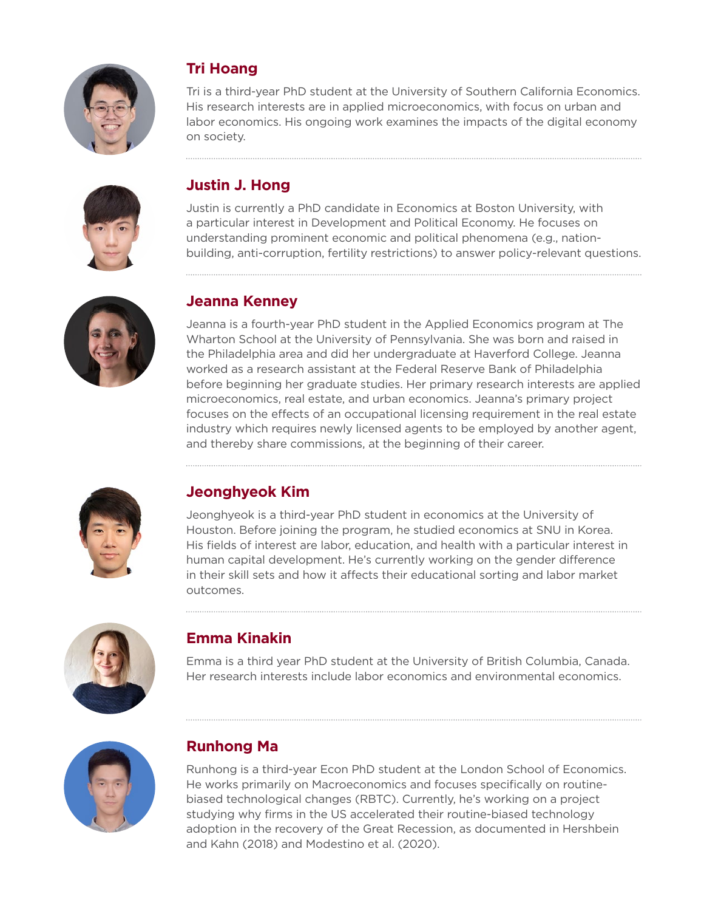### Tri Hoang

Tri is a third-year PhD student at the University of Southern California Economics. His research interests are in applied microeconomics, with focus on urban and labor economics. His ongoing work examines the impacts of the digital economy on society.

### Justin J. Hong

Justin is currently a PhD candidate in Economics at Boston University, with a particular interest in Development and Political Economy. He focuses on understanding prominent economic and political phenomena (e.g., nation-building, anti-corruption, fertility restrictions) to answer policy-relevant questions.

### Jeanna Kenney

Jeanna is a fourth-year PhD student in the Applied Economics program at The Wharton School at the University of Pennsylvania. She was born and raised in the Philadelphia area and did her undergraduate at Haverford College. Jeanna worked as a research assistant at the Federal Reserve Bank of Philadelphia before beginning her graduate studies. Her primary research interests are applied microeconomics, real estate, and urban economics. Jeanna's primary project focuses on the effects of an occupational licensing requirement in the real estate industry which requires newly licensed agents to be employed by another agent, and thereby share commissions, at the beginning of their career.

### Jeonghyeok Kim

Jeonghyeok is a third-year PhD student in economics at the University of Houston. Before joining the program, he studied economics at SNU in Korea. His fields of interest are labor, education, and health with a particular interest in human capital development. He's currently working on the gender difference in their skill sets and how it affects their educational sorting and labor market outcomes.

### Emma Kinakin

Emma is a third year PhD student at the University of British Columbia, Canada. Her research interests include labor economics and environmental economics.

### Runhong Ma

Runhong is a third-year Econ PhD student at the London School of Economics. He works primarily on Macroeconomics and focuses specifically on routine-biased technological changes (RBTC). Currently, he's working on a project studying why firms in the US accelerated their routine-biased technology adoption in the recovery of the Great Recession, as documented in Hershbein and Kahn (2018) and Modestino et al. (2020).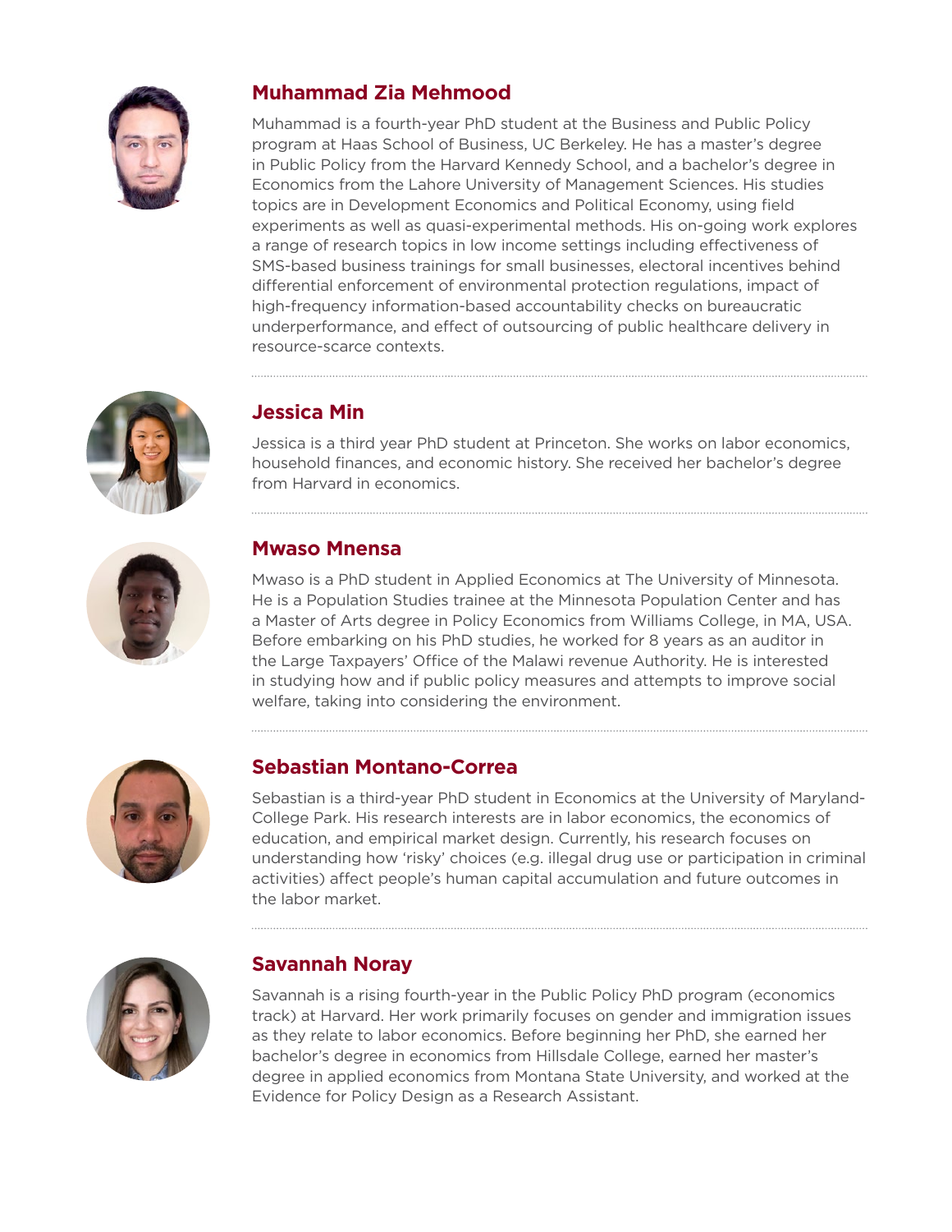### Muhammad Zia Mehmood

Muhammad is a fourth-year PhD student at the Business and Public Policy program at Haas School of Business, UC Berkeley. He has a master's degree in Public Policy from the Harvard Kennedy School, and a bachelor's degree in Economics from the Lahore University of Management Sciences. His studies topics are in Development Economics and Political Economy, using field experiments as well as quasi-experimental methods. His on-going work explores a range of research topics in low income settings including effectiveness of SMS-based business trainings for small businesses, electoral incentives behind differential enforcement of environmental protection regulations, impact of high-frequency information-based accountability checks on bureaucratic underperformance, and effect of outsourcing of public healthcare delivery in resource-scarce contexts.

---

### Jessica Min

Jessica is a third year PhD student at Princeton. She works on labor economics, household finances, and economic history. She received her bachelor's degree from Harvard in economics.

---

### Mwaso Mnensa

Mwaso is a PhD student in Applied Economics at The University of Minnesota. He is a Population Studies trainee at the Minnesota Population Center and has a Master of Arts degree in Policy Economics from Williams College, in MA, USA. Before embarking on his PhD studies, he worked for 8 years as an auditor in the Large Taxpayers' Office of the Malawi revenue Authority. He is interested in studying how and if public policy measures and attempts to improve social welfare, taking into considering the environment.

---

### Sebastian Montano-Correa

Sebastian is a third-year PhD student in Economics at the University of Maryland-College Park. His research interests are in labor economics, the economics of education, and empirical market design. Currently, his research focuses on understanding how 'risky' choices (e.g. illegal drug use or participation in criminal activities) affect people's human capital accumulation and future outcomes in the labor market.

---

### Savannah Noray

Savannah is a rising fourth-year in the Public Policy PhD program (economics track) at Harvard. Her work primarily focuses on gender and immigration issues as they relate to labor economics. Before beginning her PhD, she earned her bachelor's degree in economics from Hillsdale College, earned her master's degree in applied economics from Montana State University, and worked at the Evidence for Policy Design as a Research Assistant.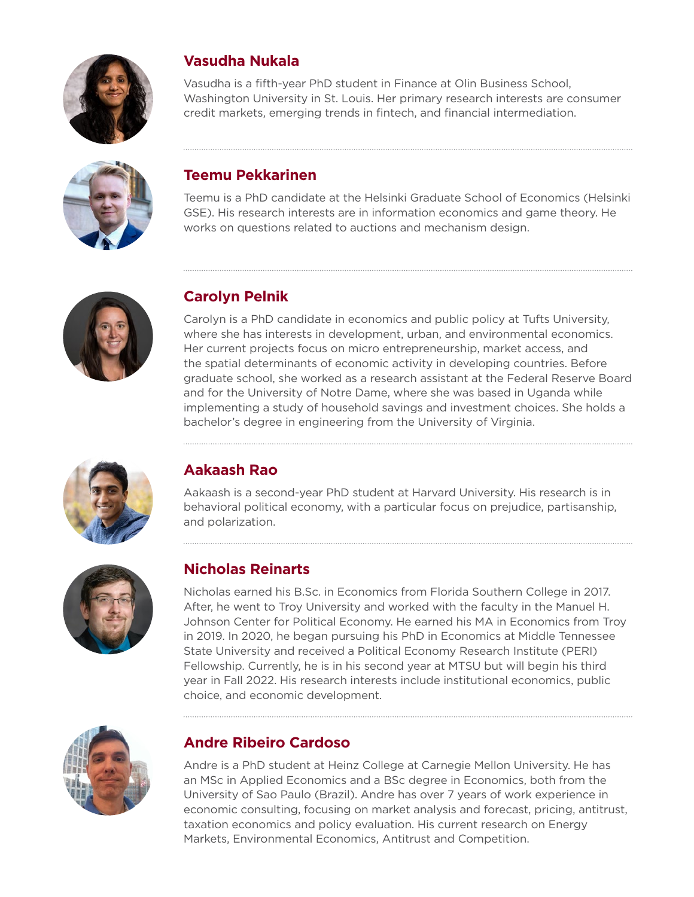### Vasudha Nukala

Vasudha is a fifth-year PhD student in Finance at Olin Business School, Washington University in St. Louis. Her primary research interests are consumer credit markets, emerging trends in fintech, and financial intermediation.

---

### Teemu Pekkarinen

Teemu is a PhD candidate at the Helsinki Graduate School of Economics (Helsinki GSE). His research interests are in information economics and game theory. He works on questions related to auctions and mechanism design.

---

### Carolyn Pelnik

Carolyn is a PhD candidate in economics and public policy at Tufts University, where she has interests in development, urban, and environmental economics. Her current projects focus on micro entrepreneurship, market access, and the spatial determinants of economic activity in developing countries. Before graduate school, she worked as a research assistant at the Federal Reserve Board and for the University of Notre Dame, where she was based in Uganda while implementing a study of household savings and investment choices. She holds a bachelor's degree in engineering from the University of Virginia.

---

### Aakaash Rao

Aakaash is a second-year PhD student at Harvard University. His research is in behavioral political economy, with a particular focus on prejudice, partisanship, and polarization.

---

### Nicholas Reinarts

Nicholas earned his B.Sc. in Economics from Florida Southern College in 2017. After, he went to Troy University and worked with the faculty in the Manuel H. Johnson Center for Political Economy. He earned his MA in Economics from Troy in 2019. In 2020, he began pursuing his PhD in Economics at Middle Tennessee State University and received a Political Economy Research Institute (PERI) Fellowship. Currently, he is in his second year at MTSU but will begin his third year in Fall 2022. His research interests include institutional economics, public choice, and economic development.

---

### Andre Ribeiro Cardoso

Andre is a PhD student at Heinz College at Carnegie Mellon University. He has an MSc in Applied Economics and a BSc degree in Economics, both from the University of Sao Paulo (Brazil). Andre has over 7 years of work experience in economic consulting, focusing on market analysis and forecast, pricing, antitrust, taxation economics and policy evaluation. His current research on Energy Markets, Environmental Economics, Antitrust and Competition.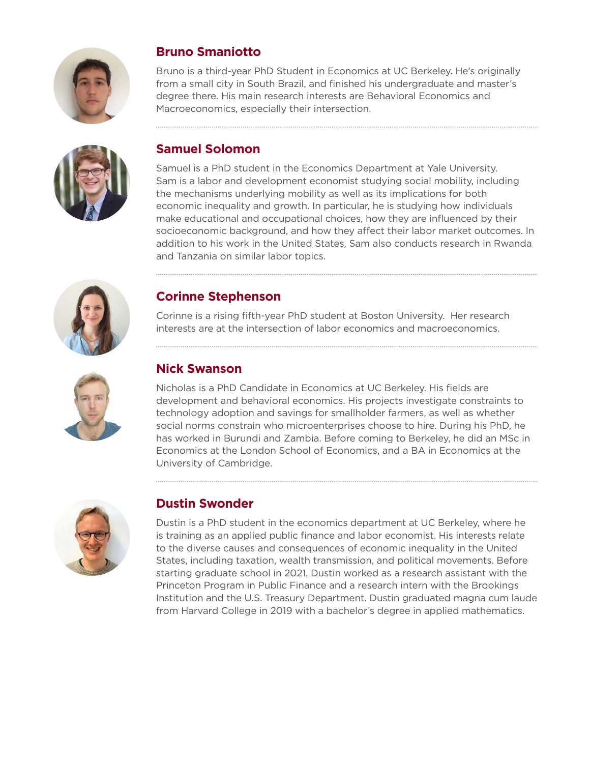## Bruno Smaniotto

Bruno is a third-year PhD Student in Economics at UC Berkeley. He's originally from a small city in South Brazil, and finished his undergraduate and master's degree there. His main research interests are Behavioral Economics and Macroeconomics, especially their intersection.

## Samuel Solomon

Samuel is a PhD student in the Economics Department at Yale University. Sam is a labor and development economist studying social mobility, including the mechanisms underlying mobility as well as its implications for both economic inequality and growth. In particular, he is studying how individuals make educational and occupational choices, how they are influenced by their socioeconomic background, and how they affect their labor market outcomes. In addition to his work in the United States, Sam also conducts research in Rwanda and Tanzania on similar labor topics.

## Corinne Stephenson

Corinne is a rising fifth-year PhD student at Boston University. Her research interests are at the intersection of labor economics and macroeconomics.

## Nick Swanson

Nicholas is a PhD Candidate in Economics at UC Berkeley. His fields are development and behavioral economics. His projects investigate constraints to technology adoption and savings for smallholder farmers, as well as whether social norms constrain who microenterprises choose to hire. During his PhD, he has worked in Burundi and Zambia. Before coming to Berkeley, he did an MSc in Economics at the London School of Economics, and a BA in Economics at the University of Cambridge.

## Dustin Swonder

Dustin is a PhD student in the economics department at UC Berkeley, where he is training as an applied public finance and labor economist. His interests relate to the diverse causes and consequences of economic inequality in the United States, including taxation, wealth transmission, and political movements. Before starting graduate school in 2021, Dustin worked as a research assistant with the Princeton Program in Public Finance and a research intern with the Brookings Institution and the U.S. Treasury Department. Dustin graduated magna cum laude from Harvard College in 2019 with a bachelor's degree in applied mathematics.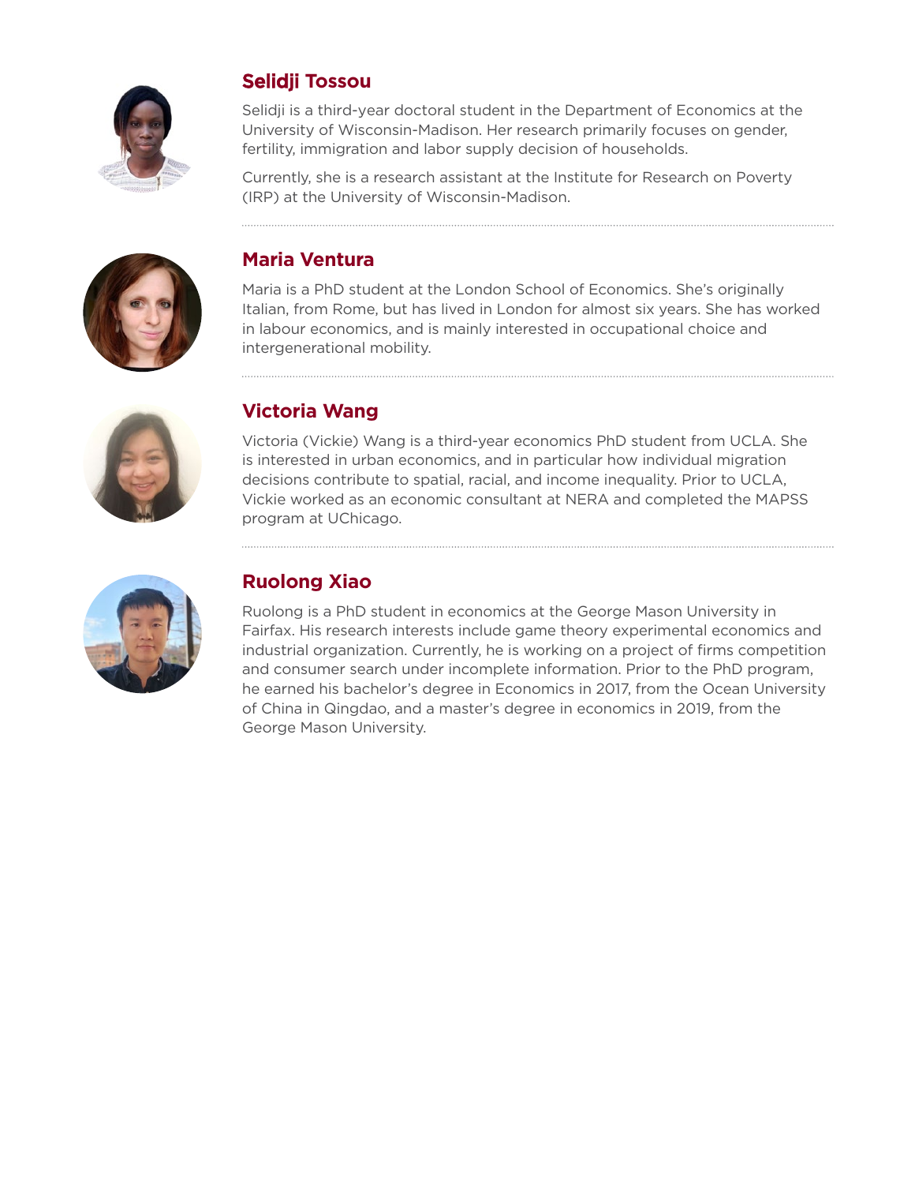## Selidji Tossou

Selidji is a third-year doctoral student in the Department of Economics at the University of Wisconsin-Madison. Her research primarily focuses on gender, fertility, immigration and labor supply decision of households.

Currently, she is a research assistant at the Institute for Research on Poverty (IRP) at the University of Wisconsin-Madison.

---

## Maria Ventura

Maria is a PhD student at the London School of Economics. She's originally Italian, from Rome, but has lived in London for almost six years. She has worked in labour economics, and is mainly interested in occupational choice and intergenerational mobility.

---

## Victoria Wang

Victoria (Vickie) Wang is a third-year economics PhD student from UCLA. She is interested in urban economics, and in particular how individual migration decisions contribute to spatial, racial, and income inequality. Prior to UCLA, Vickie worked as an economic consultant at NERA and completed the MAPSS program at UChicago.

---

## Ruolong Xiao

Ruolong is a PhD student in economics at the George Mason University in Fairfax. His research interests include game theory experimental economics and industrial organization. Currently, he is working on a project of firms competition and consumer search under incomplete information. Prior to the PhD program, he earned his bachelor's degree in Economics in 2017, from the Ocean University of China in Qingdao, and a master's degree in economics in 2019, from the George Mason University.